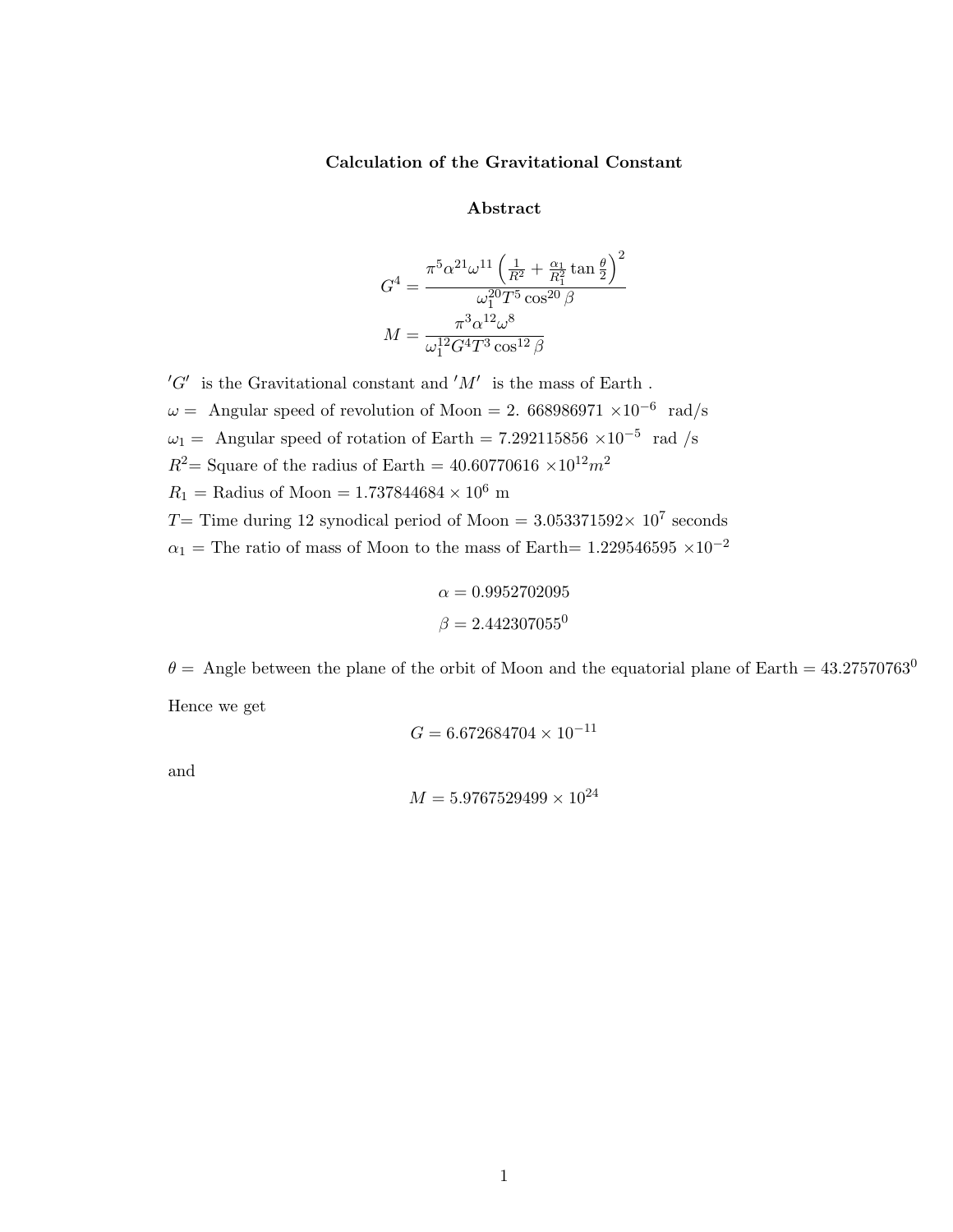# Calculation of the Gravitational Constant

## Abstract

$$G^4 = \frac{\pi^5 \alpha^{21} \omega^{11} \left( \frac{1}{R^2} + \frac{\alpha_1}{R_1^2} \tan \frac{\theta}{2} \right)^2}{\omega_1^{20} T^5 \cos^{20} \beta}$$

$$M = \frac{\pi^3 \alpha^{12} \omega^8}{\omega_1^{12} G^4 T^3 \cos^{12} \beta}$$

$'G'$ is the Gravitational constant and $'M'$ is the mass of Earth .

$\omega =$ Angular speed of revolution of Moon = 2. 668986971 $\times 10^{-6}$ rad/s

$\omega_1 =$ Angular speed of rotation of Earth = 7.292115856 $\times 10^{-5}$ rad /s

$R^2$= Square of the radius of Earth = 40.60770616 $\times 10^{12} m^2$

$R_1$ = Radius of Moon = $1.737844684 \times 10^6$ m

$T$= Time during 12 synodical period of Moon = $3.053371592 \times 10^7$ seconds

$\alpha_1$ = The ratio of mass of Moon to the mass of Earth= 1.229546595 $\times 10^{-2}$

$$\alpha = 0.9952702095$$

$$\beta = 2.442307055^0$$

$\theta =$ Angle between the plane of the orbit of Moon and the equatorial plane of Earth = $43.27570763^0$

Hence we get

$$G = 6.672684704 \times 10^{-11}$$

and

$$M = 5.9767529499 \times 10^{24}$$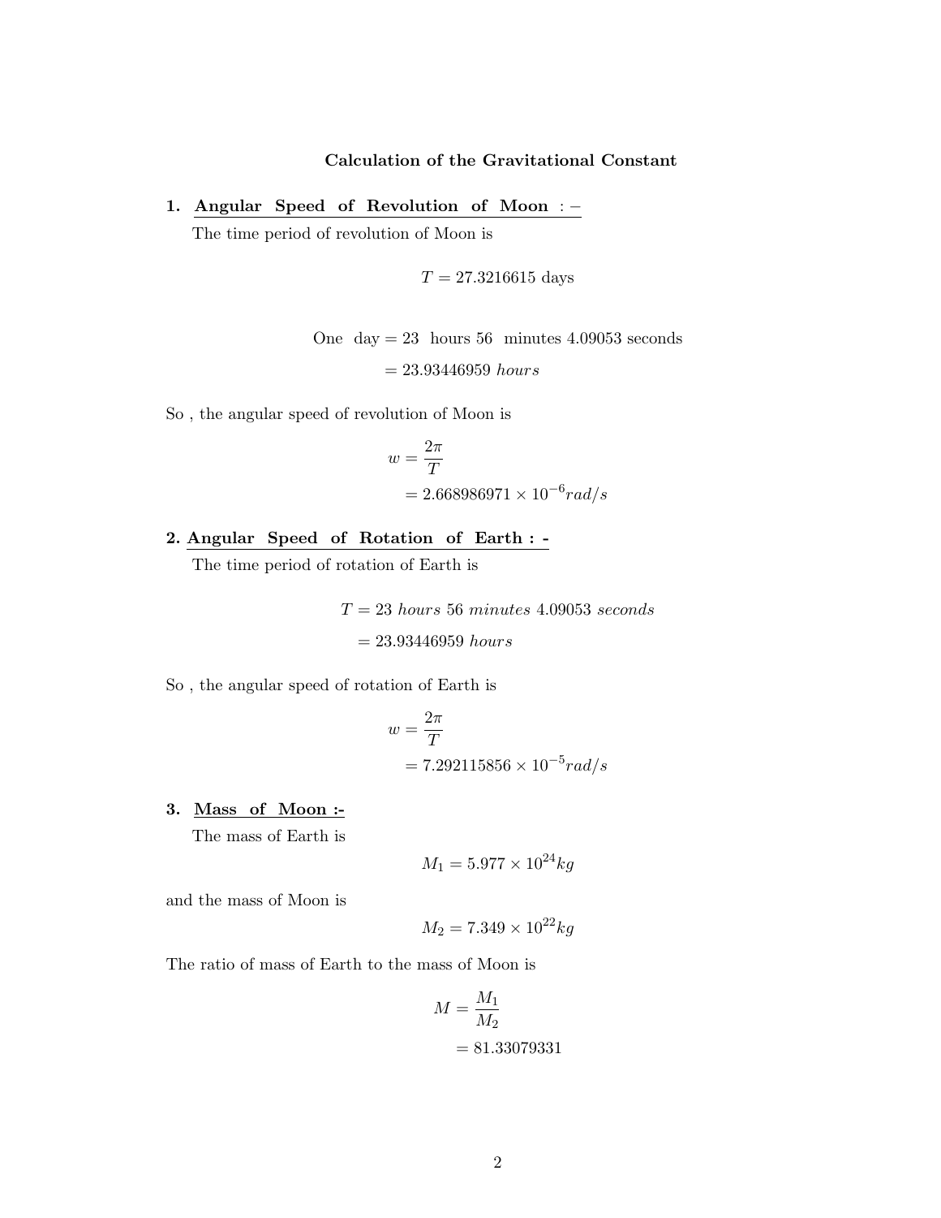## Calculation of the Gravitational Constant

**1. <u>Angular Speed of Revolution of Moon</u> :–**

The time period of revolution of Moon is

$$T = 27.3216615 \text{ days}$$

$$\text{One day} = 23 \text{ hours } 56 \text{ minutes } 4.09053 \text{ seconds}$$
$$= 23.93446959 \; hours$$

So , the angular speed of revolution of Moon is

$$w = \frac{2\pi}{T}$$
$$= 2.668986971 \times 10^{-6} rad/s$$

**2. <u>Angular Speed of Rotation of Earth : -</u>**

The time period of rotation of Earth is

$$T = 23 \; hours \; 56 \; minutes \; 4.09053 \; seconds$$
$$= 23.93446959 \; hours$$

So , the angular speed of rotation of Earth is

$$w = \frac{2\pi}{T}$$
$$= 7.292115856 \times 10^{-5} rad/s$$

**3. <u>Mass of Moon :-</u>**

The mass of Earth is

$$M_1 = 5.977 \times 10^{24} kg$$

and the mass of Moon is

$$M_2 = 7.349 \times 10^{22} kg$$

The ratio of mass of Earth to the mass of Moon is

$$M = \frac{M_1}{M_2}$$
$$= 81.33079331$$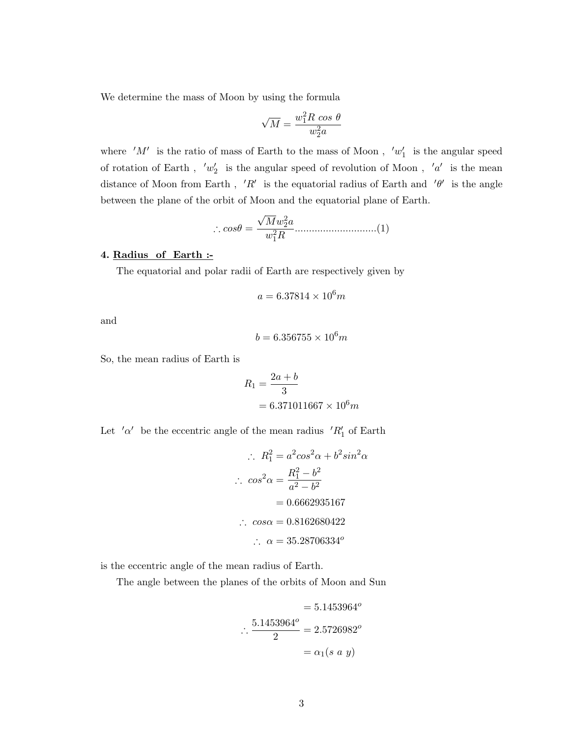We determine the mass of Moon by using the formula

$$\sqrt{M} = \frac{w_1^2 R \cos \theta}{w_2^2 a}$$

where $'M'$ is the ratio of mass of Earth to the mass of Moon , $'w_1'$ is the angular speed of rotation of Earth , $'w_2'$ is the angular speed of revolution of Moon , $'a'$ is the mean distance of Moon from Earth , $'R'$ is the equatorial radius of Earth and $'\theta'$ is the angle between the plane of the orbit of Moon and the equatorial plane of Earth.

$$\therefore cos\theta = \frac{\sqrt{M} w_2^2 a}{w_1^2 R} \text{.............................(1)}$$

**4. <u>Radius of Earth :-</u>**

The equatorial and polar radii of Earth are respectively given by

$$a = 6.37814 \times 10^6 m$$

and

$$b = 6.356755 \times 10^6 m$$

So, the mean radius of Earth is

$$R_1 = \frac{2a + b}{3}$$
$$= 6.371011667 \times 10^6 m$$

Let $'\alpha'$ be the eccentric angle of the mean radius $'R_1'$ of Earth

$$\therefore \; R_1^2 = a^2 cos^2\alpha + b^2 sin^2\alpha$$
$$\therefore \; cos^2\alpha = \frac{R_1^2 - b^2}{a^2 - b^2}$$
$$= 0.6662935167$$
$$\therefore \; cos\alpha = 0.8162680422$$
$$\therefore \; \alpha = 35.28706334^o$$

is the eccentric angle of the mean radius of Earth.

The angle between the planes of the orbits of Moon and Sun

$$= 5.1453964^o$$
$$\therefore \frac{5.1453964^o}{2} = 2.5726982^o$$
$$= \alpha_1 (s\ a\ y)$$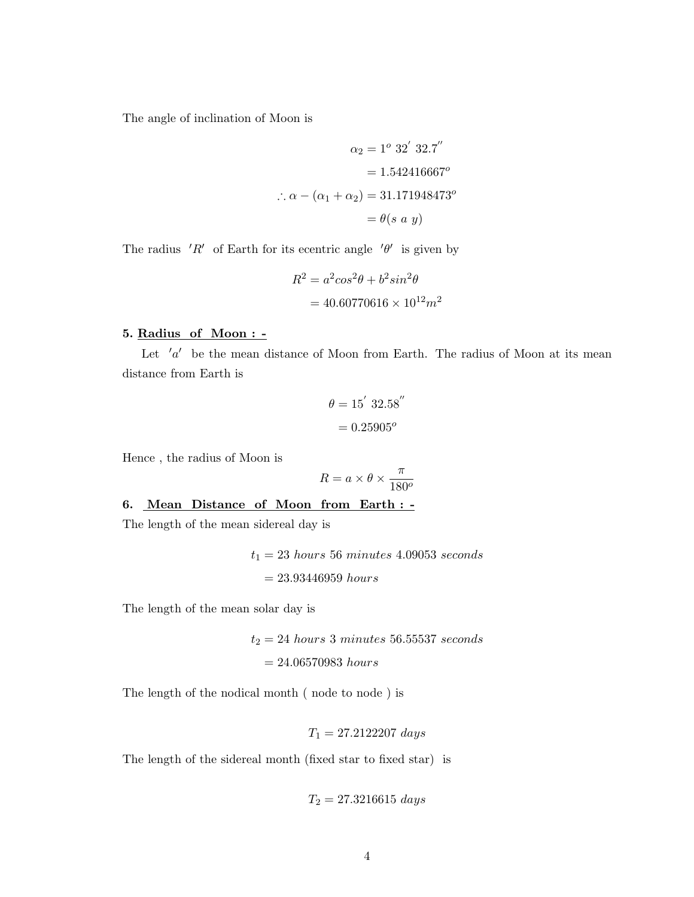The angle of inclination of Moon is

$$\alpha_2 = 1^o\ 32^{'}\ 32.7^{''}$$

$$= 1.542416667^o$$

$$\therefore \alpha - (\alpha_1 + \alpha_2) = 31.171948473^o$$

$$= \theta(s\ a\ y)$$

The radius $'R'$ of Earth for its ecentric angle $'\theta'$ is given by

$$R^2 = a^2 cos^2\theta + b^2 sin^2\theta$$

$$= 40.60770616 \times 10^{12} m^2$$

**5. <u>Radius of Moon : -</u>**

Let $'a'$ be the mean distance of Moon from Earth. The radius of Moon at its mean distance from Earth is

$$\theta = 15^{'}\ 32.58^{''}$$

$$= 0.25905^o$$

Hence , the radius of Moon is

$$R = a \times \theta \times \frac{\pi}{180^o}$$

**6. <u>Mean Distance of Moon from Earth : -</u>**

The length of the mean sidereal day is

$$t_1 = 23\ hours\ 56\ minutes\ 4.09053\ seconds$$

$$= 23.93446959\ hours$$

The length of the mean solar day is

$$t_2 = 24\ hours\ 3\ minutes\ 56.55537\ seconds$$

$$= 24.06570983\ hours$$

The length of the nodical month ( node to node ) is

$$T_1 = 27.2122207\ days$$

The length of the sidereal month (fixed star to fixed star) is

$$T_2 = 27.3216615\ days$$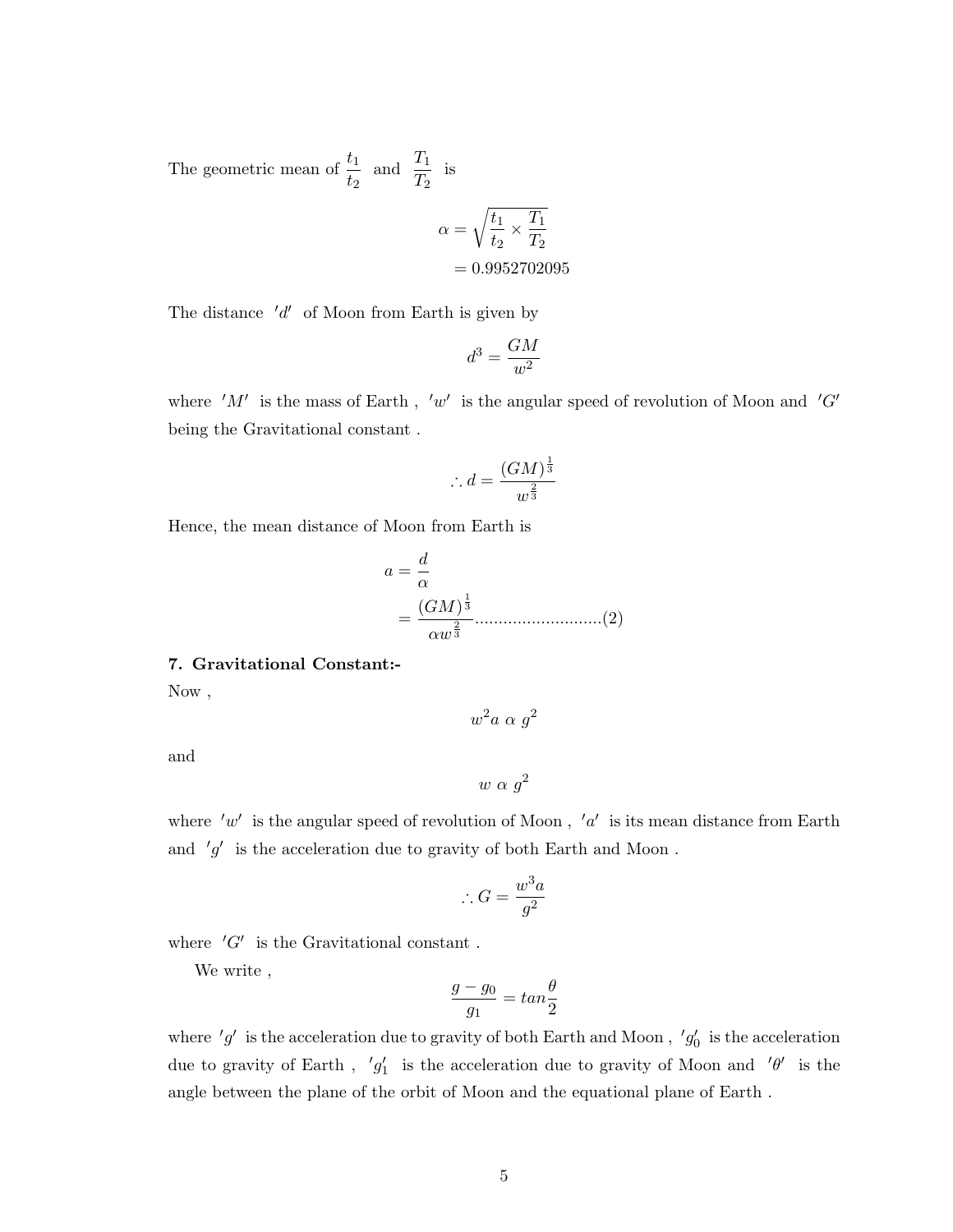The geometric mean of $\frac{t_1}{t_2}$ and $\frac{T_1}{T_2}$ is

$$\alpha = \sqrt{\frac{t_1}{t_2} \times \frac{T_1}{T_2}}$$
$$= 0.9952702095$$

The distance $'d'$ of Moon from Earth is given by

$$d^3 = \frac{GM}{w^2}$$

where $'M'$ is the mass of Earth , $'w'$ is the angular speed of revolution of Moon and $'G'$ being the Gravitational constant .

$$\therefore d = \frac{(GM)^{\frac{1}{3}}}{w^{\frac{2}{3}}}$$

Hence, the mean distance of Moon from Earth is

$$a = \frac{d}{\alpha}$$
$$= \frac{(GM)^{\frac{1}{3}}}{\alpha w^{\frac{2}{3}}} \text{...........................(2)}$$

**7. Gravitational Constant:-**

Now ,

$$w^2 a \ \alpha \ g^2$$

and

$$w \ \alpha \ g^2$$

where $'w'$ is the angular speed of revolution of Moon , $'a'$ is its mean distance from Earth and $'g'$ is the acceleration due to gravity of both Earth and Moon .

$$\therefore G = \frac{w^3 a}{g^2}$$

where $'G'$ is the Gravitational constant .

We write ,

$$\frac{g - g_0}{g_1} = tan\frac{\theta}{2}$$

where $'g'$ is the acceleration due to gravity of both Earth and Moon , $'g_0'$ is the acceleration due to gravity of Earth , $'g_1'$ is the acceleration due to gravity of Moon and $'\theta'$ is the angle between the plane of the orbit of Moon and the equational plane of Earth .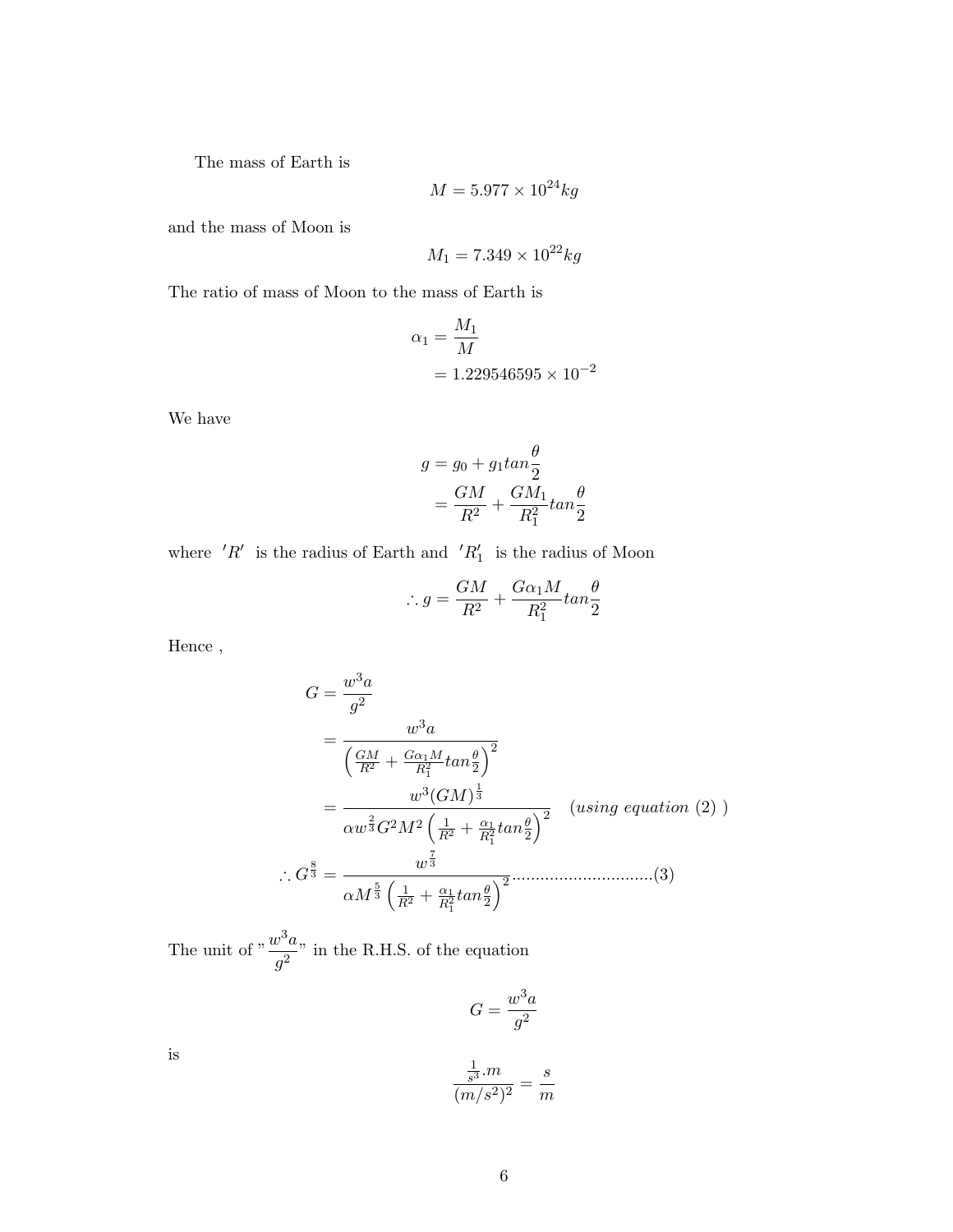The mass of Earth is

$$M = 5.977 \times 10^{24} kg$$

and the mass of Moon is

$$M_1 = 7.349 \times 10^{22} kg$$

The ratio of mass of Moon to the mass of Earth is

$$\begin{aligned}
\alpha_1 &= \frac{M_1}{M} \\
&= 1.229546595 \times 10^{-2}
\end{aligned}$$

We have

$$\begin{aligned}
g &= g_0 + g_1 tan\frac{\theta}{2} \\
&= \frac{GM}{R^2} + \frac{GM_1}{R_1^2} tan\frac{\theta}{2}
\end{aligned}$$

where $'R'$ is the radius of Earth and $'R_1'$ is the radius of Moon

$$\therefore g = \frac{GM}{R^2} + \frac{G\alpha_1 M}{R_1^2} tan\frac{\theta}{2}$$

Hence ,

$$\begin{aligned}
G &= \frac{w^3 a}{g^2} \\
&= \frac{w^3 a}{\left(\frac{GM}{R^2} + \frac{G\alpha_1 M}{R_1^2} tan\frac{\theta}{2}\right)^2} \\
&= \frac{w^3 (GM)^{\frac{1}{3}}}{\alpha w^{\frac{2}{3}} G^2 M^2 \left(\frac{1}{R^2} + \frac{\alpha_1}{R_1^2} tan\frac{\theta}{2}\right)^2} \quad (using\ equation\ (2)\ ) \\
\therefore G^{\frac{8}{3}} &= \frac{w^{\frac{7}{3}}}{\alpha M^{\frac{5}{3}} \left(\frac{1}{R^2} + \frac{\alpha_1}{R_1^2} tan\frac{\theta}{2}\right)^2} \text{..............................(3)}
\end{aligned}$$

The unit of "$\frac{w^3 a}{g^2}$" in the R.H.S. of the equation

$$G = \frac{w^3 a}{g^2}$$

is

$$\frac{\frac{1}{s^3}.m}{(m/s^2)^2} = \frac{s}{m}$$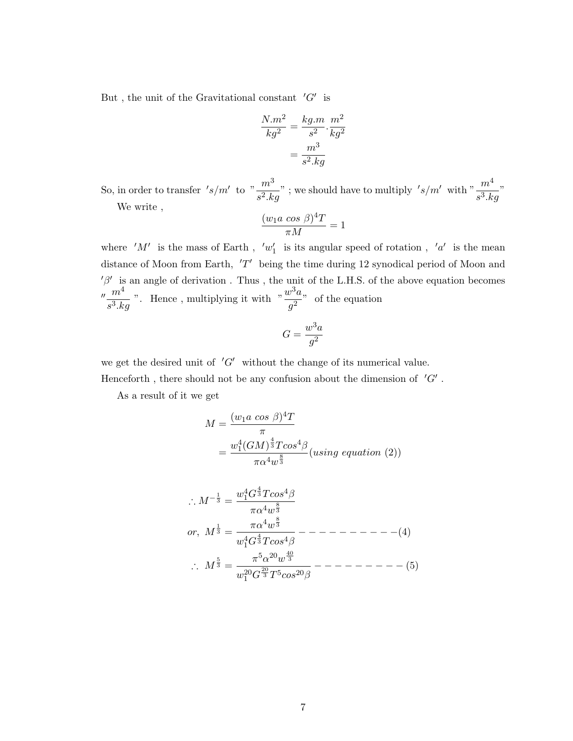But , the unit of the Gravitational constant $'G'$ is

$$\frac{N.m^2}{kg^2} = \frac{kg.m}{s^2}.\frac{m^2}{kg^2}$$
$$= \frac{m^3}{s^2.kg}$$

So, in order to transfer $'s/m'$ to "$\frac{m^3}{s^2.kg}$" ; we should have to multiply $'s/m'$ with "$\frac{m^4}{s^3.kg}$"

We write ,

$$\frac{(w_1 a\ cos\ \beta)^4 T}{\pi M} = 1$$

where $'M'$ is the mass of Earth , $'w_1'$ is its angular speed of rotation , $'a'$ is the mean distance of Moon from Earth, $'T'$ being the time during 12 synodical period of Moon and $'\beta'$ is an angle of derivation . Thus , the unit of the L.H.S. of the above equation becomes "$\frac{m^4}{s^3.kg}$ ". Hence , multiplying it with "$\frac{w^3 a}{g^2}$" of the equation

$$G = \frac{w^3 a}{g^2}$$

we get the desired unit of $'G'$ without the change of its numerical value.

Henceforth , there should not be any confusion about the dimension of $'G'$ .

As a result of it we get

$$M = \frac{(w_1 a\ cos\ \beta)^4 T}{\pi}$$
$$= \frac{w_1^4 (GM)^{\frac{4}{3}} T cos^4\beta}{\pi \alpha^4 w^{\frac{8}{3}}} (using\ equation\ (2))$$

$$\therefore M^{-\frac{1}{3}} = \frac{w_1^4 G^{\frac{4}{3}} T cos^4\beta}{\pi \alpha^4 w^{\frac{8}{3}}}$$

$$or,\ M^{\frac{1}{3}} = \frac{\pi \alpha^4 w^{\frac{8}{3}}}{w_1^4 G^{\frac{4}{3}} T cos^4\beta} ----------(4)$$

$$\therefore\ M^{\frac{5}{3}} = \frac{\pi^5 \alpha^{20} w^{\frac{40}{3}}}{w_1^{20} G^{\frac{20}{3}} T^5 cos^{20}\beta} ---------(5)$$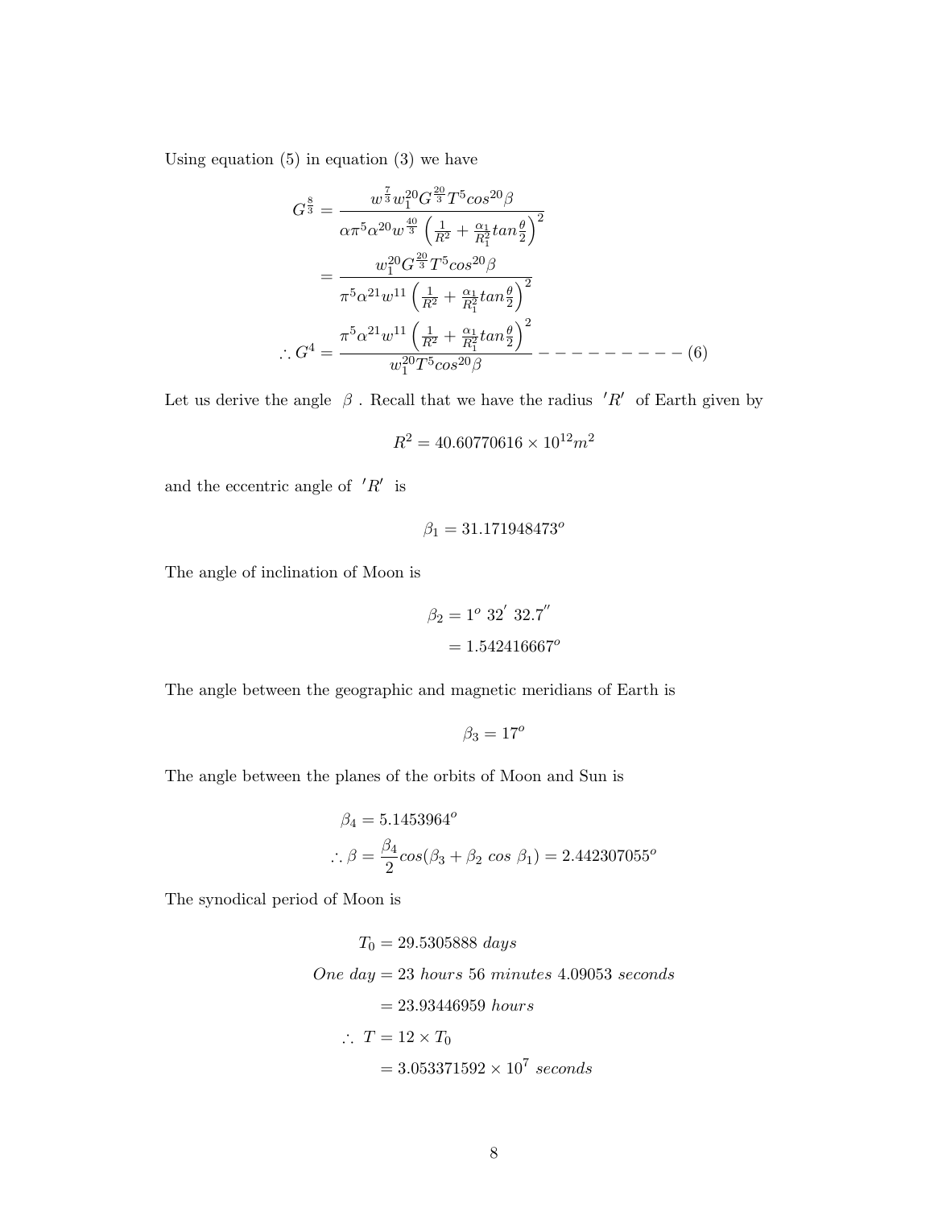Using equation (5) in equation (3) we have

$$
\begin{aligned}
G^{\frac{8}{3}} &= \frac{w^{\frac{7}{3}} w_1^{20} G^{\frac{20}{3}} T^5 cos^{20}\beta}{\alpha \pi^5 \alpha^{20} w^{\frac{40}{3}} \left( \frac{1}{R^2} + \frac{\alpha_1}{R_1^2} tan\frac{\theta}{2} \right)^2} \\
&= \frac{w_1^{20} G^{\frac{20}{3}} T^5 cos^{20}\beta}{\pi^5 \alpha^{21} w^{11} \left( \frac{1}{R^2} + \frac{\alpha_1}{R_1^2} tan\frac{\theta}{2} \right)^2} \\
\therefore G^4 &= \frac{\pi^5 \alpha^{21} w^{11} \left( \frac{1}{R^2} + \frac{\alpha_1}{R_1^2} tan\frac{\theta}{2} \right)^2}{w_1^{20} T^5 cos^{20}\beta} \quad ---------- (6)
\end{aligned}
$$

Let us derive the angle $\beta$ . Recall that we have the radius $'R'$ of Earth given by

$$R^2 = 40.60770616 \times 10^{12} m^2$$

and the eccentric angle of $'R'$ is

$$\beta_1 = 31.171948473^o$$

The angle of inclination of Moon is

$$
\begin{aligned}
\beta_2 &= 1^o \ 32^{'} \ 32.7^{''} \\
&= 1.542416667^o
\end{aligned}
$$

The angle between the geographic and magnetic meridians of Earth is

$$\beta_3 = 17^o$$

The angle between the planes of the orbits of Moon and Sun is

$$
\begin{aligned}
\beta_4 &= 5.1453964^o \\
\therefore \beta &= \frac{\beta_4}{2} cos(\beta_3 + \beta_2 \ cos \ \beta_1) = 2.442307055^o
\end{aligned}
$$

The synodical period of Moon is

$$
\begin{aligned}
T_0 &= 29.5305888 \ days \\
One \ day &= 23 \ hours \ 56 \ minutes \ 4.09053 \ seconds \\
&= 23.93446959 \ hours \\
\therefore \ T &= 12 \times T_0 \\
&= 3.053371592 \times 10^7 \ seconds
\end{aligned}
$$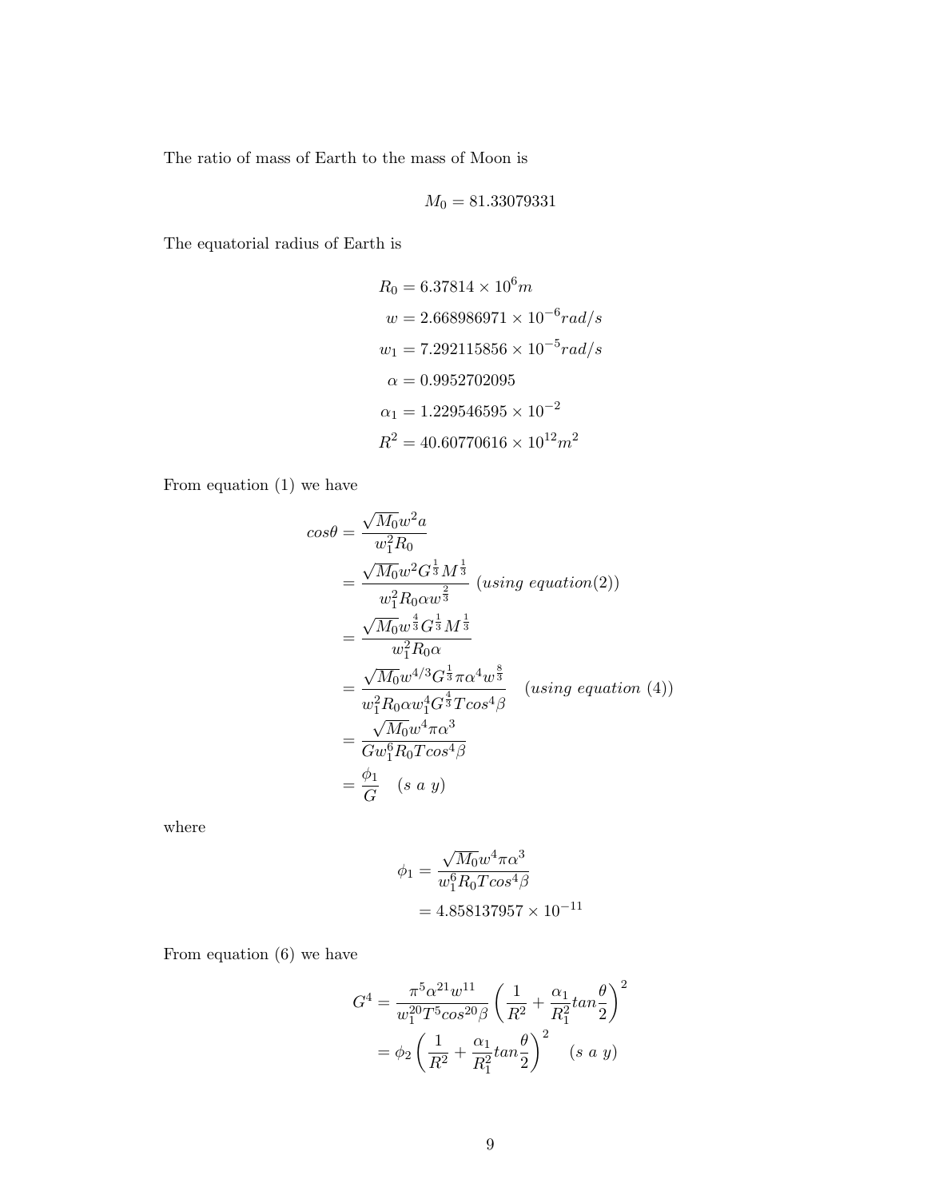The ratio of mass of Earth to the mass of Moon is

$$M_0 = 81.33079331$$

The equatorial radius of Earth is

$$
\begin{aligned}
R_0 &= 6.37814 \times 10^6 m \\
w &= 2.668986971 \times 10^{-6} rad/s \\
w_1 &= 7.292115856 \times 10^{-5} rad/s \\
\alpha &= 0.9952702095 \\
\alpha_1 &= 1.229546595 \times 10^{-2} \\
R^2 &= 40.60770616 \times 10^{12} m^2
\end{aligned}
$$

From equation (1) we have

$$
\begin{aligned}
cos\theta &= \frac{\sqrt{M_0} w^2 a}{w_1^2 R_0} \\
&= \frac{\sqrt{M_0} w^2 G^{\frac{1}{3}} M^{\frac{1}{3}}}{w_1^2 R_0 \alpha w^{\frac{2}{3}}} \ (using\ equation (2)) \\
&= \frac{\sqrt{M_0} w^{\frac{4}{3}} G^{\frac{1}{3}} M^{\frac{1}{3}}}{w_1^2 R_0 \alpha} \\
&= \frac{\sqrt{M_0} w^{4/3} G^{\frac{1}{3}} \pi \alpha^4 w^{\frac{8}{3}}}{w_1^2 R_0 \alpha w_1^4 G^{\frac{4}{3}} T cos^4\beta} \quad (using\ equation\ (4)) \\
&= \frac{\sqrt{M_0} w^4 \pi \alpha^3}{G w_1^6 R_0 T cos^4\beta} \\
&= \frac{\phi_1}{G} \quad (s\ a\ y)
\end{aligned}
$$

where

$$
\begin{aligned}
\phi_1 &= \frac{\sqrt{M_0} w^4 \pi \alpha^3}{w_1^6 R_0 T cos^4\beta} \\
&= 4.858137957 \times 10^{-11}
\end{aligned}
$$

From equation (6) we have

$$
\begin{aligned}
G^4 &= \frac{\pi^5 \alpha^{21} w^{11}}{w_1^{20} T^5 cos^{20}\beta} \left( \frac{1}{R^2} + \frac{\alpha_1}{R_1^2} tan\frac{\theta}{2} \right)^2 \\
&= \phi_2 \left( \frac{1}{R^2} + \frac{\alpha_1}{R_1^2} tan\frac{\theta}{2} \right)^2 \quad (s\ a\ y)
\end{aligned}
$$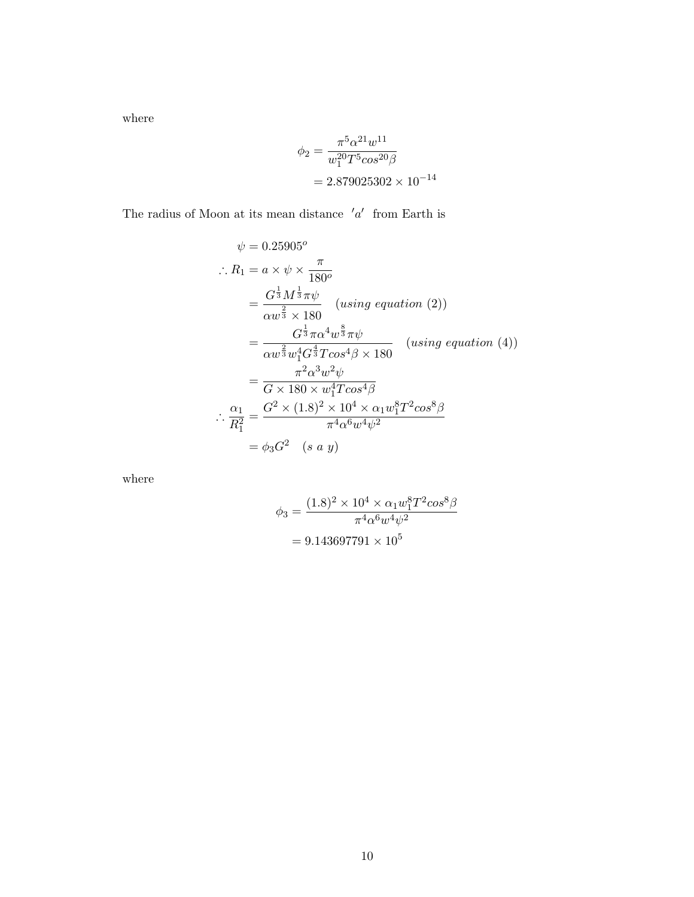where

$$\phi_2 = \frac{\pi^5 \alpha^{21} w^{11}}{w_1^{20} T^5 cos^{20}\beta}$$
$$= 2.879025302 \times 10^{-14}$$

The radius of Moon at its mean distance $'a'$ from Earth is

$$\psi = 0.25905^o$$
$$\therefore R_1 = a \times \psi \times \frac{\pi}{180^o}$$
$$= \frac{G^{\frac{1}{3}} M^{\frac{1}{3}} \pi \psi}{\alpha w^{\frac{2}{3}} \times 180} \quad (using\ equation\ (2))$$
$$= \frac{G^{\frac{1}{3}} \pi \alpha^4 w^{\frac{8}{3}} \pi \psi}{\alpha w^{\frac{2}{3}} w_1^4 G^{\frac{4}{3}} T cos^4\beta \times 180} \quad (using\ equation\ (4))$$
$$= \frac{\pi^2 \alpha^3 w^2 \psi}{G \times 180 \times w_1^4 T cos^4\beta}$$
$$\therefore \frac{\alpha_1}{R_1^2} = \frac{G^2 \times (1.8)^2 \times 10^4 \times \alpha_1 w_1^8 T^2 cos^8\beta}{\pi^4 \alpha^6 w^4 \psi^2}$$
$$= \phi_3 G^2 \quad (s\ a\ y)$$

where

$$\phi_3 = \frac{(1.8)^2 \times 10^4 \times \alpha_1 w_1^8 T^2 cos^8\beta}{\pi^4 \alpha^6 w^4 \psi^2}$$
$$= 9.143697791 \times 10^5$$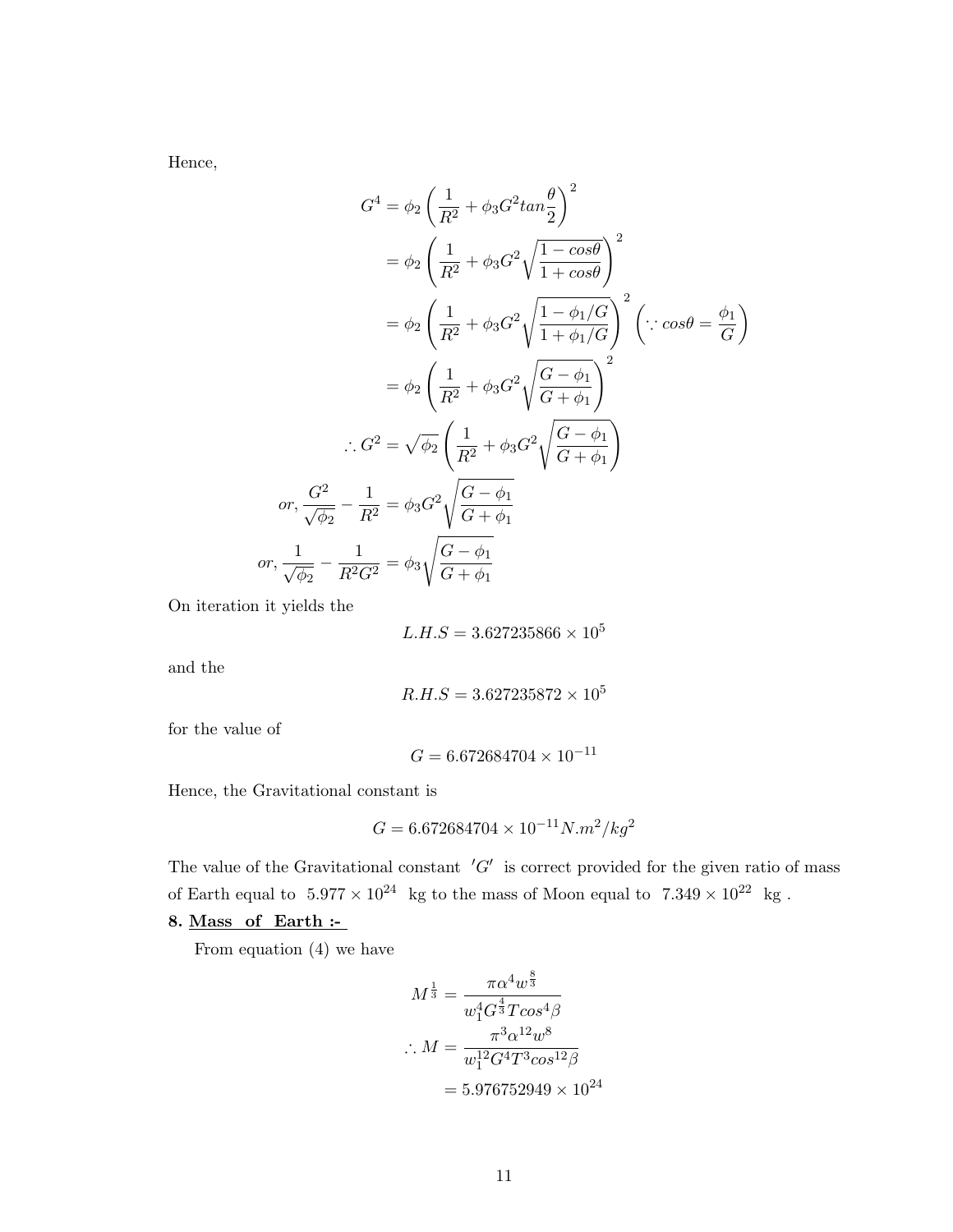Hence,

$$G^4 = \phi_2 \left( \frac{1}{R^2} + \phi_3 G^2 tan\frac{\theta}{2} \right)^2$$

$$= \phi_2 \left( \frac{1}{R^2} + \phi_3 G^2 \sqrt{\frac{1 - cos\theta}{1 + cos\theta}} \right)^2$$

$$= \phi_2 \left( \frac{1}{R^2} + \phi_3 G^2 \sqrt{\frac{1 - \phi_1/G}{1 + \phi_1/G}} \right)^2 \left( \because cos\theta = \frac{\phi_1}{G} \right)$$

$$= \phi_2 \left( \frac{1}{R^2} + \phi_3 G^2 \sqrt{\frac{G - \phi_1}{G + \phi_1}} \right)^2$$

$$\therefore G^2 = \sqrt{\phi_2} \left( \frac{1}{R^2} + \phi_3 G^2 \sqrt{\frac{G - \phi_1}{G + \phi_1}} \right)$$

$$or, \frac{G^2}{\sqrt{\phi_2}} - \frac{1}{R^2} = \phi_3 G^2 \sqrt{\frac{G - \phi_1}{G + \phi_1}}$$

$$or, \frac{1}{\sqrt{\phi_2}} - \frac{1}{R^2 G^2} = \phi_3 \sqrt{\frac{G - \phi_1}{G + \phi_1}}$$

On iteration it yields the

$$L.H.S = 3.627235866 \times 10^5$$

and the

$$R.H.S = 3.627235872 \times 10^5$$

for the value of

$$G = 6.672684704 \times 10^{-11}$$

Hence, the Gravitational constant is

$$G = 6.672684704 \times 10^{-11} N.m^2/kg^2$$

The value of the Gravitational constant $'G'$ is correct provided for the given ratio of mass of Earth equal to $5.977 \times 10^{24}$ kg to the mass of Moon equal to $7.349 \times 10^{22}$ kg .

**8. <u>Mass of Earth :-</u>**

From equation (4) we have

$$M^{\frac{1}{3}} = \frac{\pi \alpha^4 w^{\frac{8}{3}}}{w_1^4 G^{\frac{4}{3}} T cos^4\beta}$$

$$\therefore M = \frac{\pi^3 \alpha^{12} w^8}{w_1^{12} G^4 T^3 cos^{12}\beta}$$

$$= 5.976752949 \times 10^{24}$$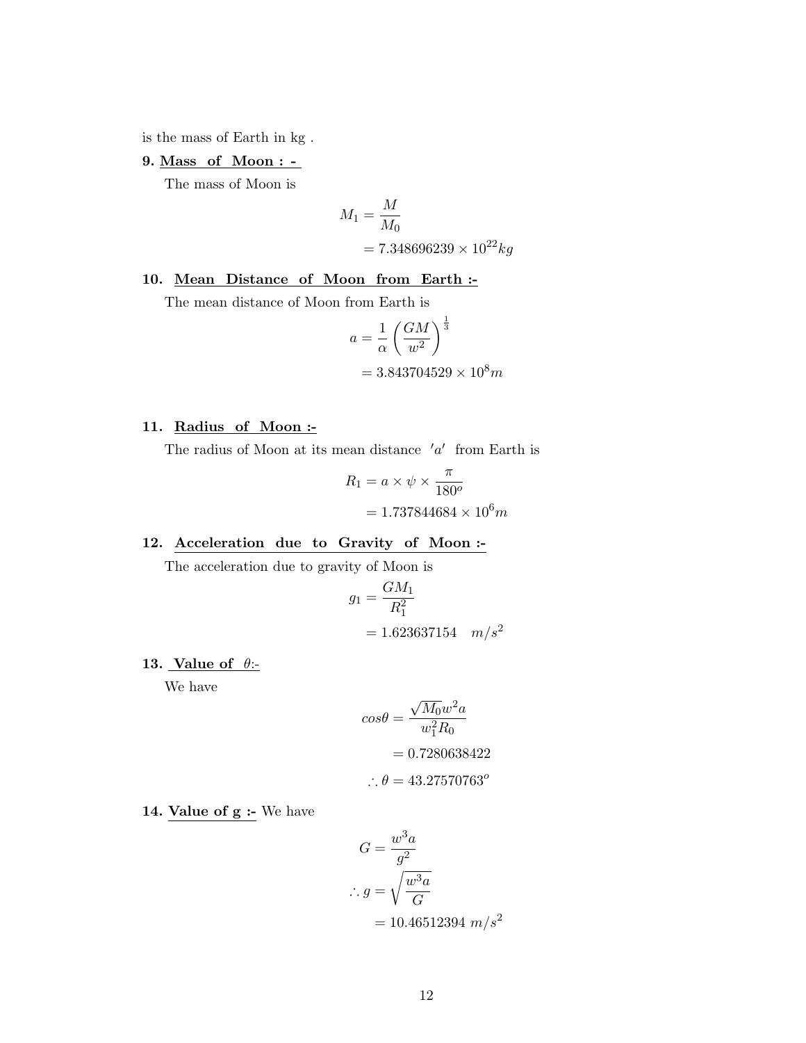is the mass of Earth in kg .

**9. Mass of Moon : -**

The mass of Moon is

$$M_1 = \frac{M}{M_0}$$
$$= 7.348696239 \times 10^{22} kg$$

**10. Mean Distance of Moon from Earth :-**

The mean distance of Moon from Earth is

$$a = \frac{1}{\alpha}\left(\frac{GM}{w^2}\right)^{\frac{1}{3}}$$
$$= 3.843704529 \times 10^{8} m$$

**11. Radius of Moon :-**

The radius of Moon at its mean distance $'a'$ from Earth is

$$R_1 = a \times \psi \times \frac{\pi}{180^o}$$
$$= 1.737844684 \times 10^{6} m$$

**12. Acceleration due to Gravity of Moon :-**

The acceleration due to gravity of Moon is

$$g_1 = \frac{GM_1}{R_1^2}$$
$$= 1.623637154 \quad m/s^2$$

**13. Value of $\theta$:-**

We have

$$cos\theta = \frac{\sqrt{M_0} w^2 a}{w_1^2 R_0}$$
$$= 0.7280638422$$
$$\therefore \theta = 43.27570763^o$$

**14. Value of g :-** We have

$$G = \frac{w^3 a}{g^2}$$
$$\therefore g = \sqrt{\frac{w^3 a}{G}}$$
$$= 10.46512394 \ m/s^2$$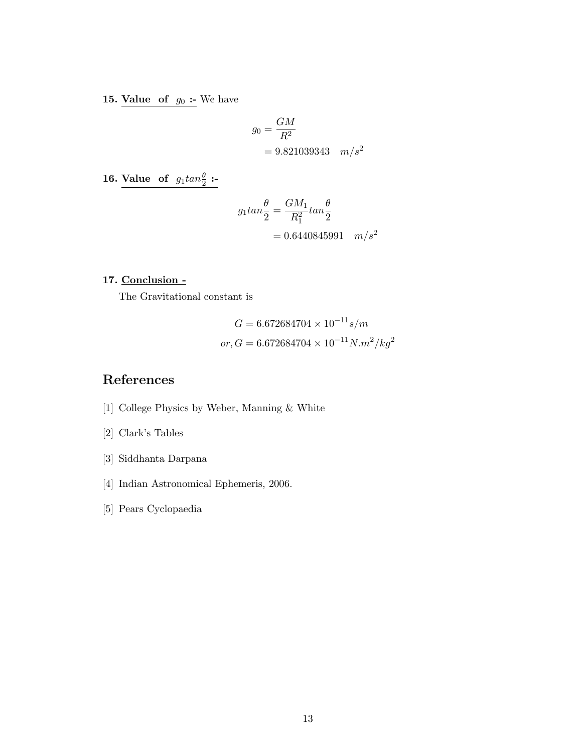**15. <u>Value of $g_0$ :-</u>** We have

$$
\begin{aligned}
g_0 &= \frac{GM}{R^2} \\
&= 9.821039343 \quad m/s^2
\end{aligned}
$$

**16. <u>Value of $g_1 tan\frac{\theta}{2}$ :-</u>**

$$
\begin{aligned}
g_1 tan\frac{\theta}{2} &= \frac{GM_1}{R_1^2} tan\frac{\theta}{2} \\
&= 0.6440845991 \quad m/s^2
\end{aligned}
$$

**17. <u>Conclusion -</u>**

The Gravitational constant is

$$
\begin{aligned}
G &= 6.672684704 \times 10^{-11} s/m \\
or, G &= 6.672684704 \times 10^{-11} N.m^2/kg^2
\end{aligned}
$$

## References

[1] College Physics by Weber, Manning & White

[2] Clark's Tables

[3] Siddhanta Darpana

[4] Indian Astronomical Ephemeris, 2006.

[5] Pears Cyclopaedia